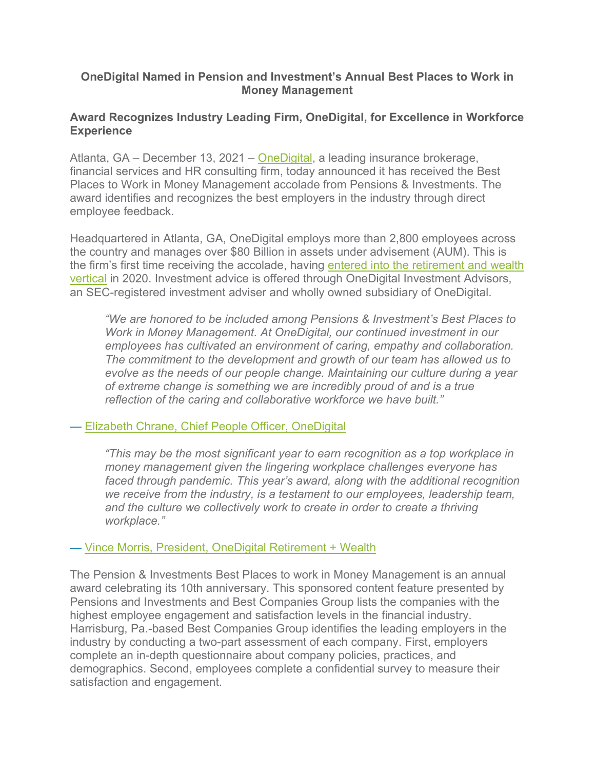# OneDigital Named in Pension and Investment's Annual Best Places to Work in Money Management

## Award Recognizes Industry Leading Firm, OneDigital, for Excellence in Workforce Experience

Atlanta, GA – December 13, 2021 – OneDigital, a leading insurance brokerage, financial services and HR consulting firm, today announced it has received the Best Places to Work in Money Management accolade from Pensions & Investments. The award identifies and recognizes the best employers in the industry through direct employee feedback.

Headquartered in Atlanta, GA, OneDigital employs more than 2,800 employees across the country and manages over $80 Billion in assets under advisement (AUM). This is the firm's first time receiving the accolade, having entered into the retirement and wealth vertical in 2020. Investment advice is offered through OneDigital Investment Advisors, an SEC-registered investment adviser and wholly owned subsidiary of OneDigital.

> *"We are honored to be included among Pensions & Investment's Best Places to Work in Money Management. At OneDigital, our continued investment in our employees has cultivated an environment of caring, empathy and collaboration. The commitment to the development and growth of our team has allowed us to evolve as the needs of our people change. Maintaining our culture during a year of extreme change is something we are incredibly proud of and is a true reflection of the caring and collaborative workforce we have built."*

— Elizabeth Chrane, Chief People Officer, OneDigital

> *"This may be the most significant year to earn recognition as a top workplace in money management given the lingering workplace challenges everyone has faced through pandemic. This year's award, along with the additional recognition we receive from the industry, is a testament to our employees, leadership team, and the culture we collectively work to create in order to create a thriving workplace."*

— Vince Morris, President, OneDigital Retirement + Wealth

The Pension & Investments Best Places to work in Money Management is an annual award celebrating its 10th anniversary. This sponsored content feature presented by Pensions and Investments and Best Companies Group lists the companies with the highest employee engagement and satisfaction levels in the financial industry. Harrisburg, Pa.-based Best Companies Group identifies the leading employers in the industry by conducting a two-part assessment of each company. First, employers complete an in-depth questionnaire about company policies, practices, and demographics. Second, employees complete a confidential survey to measure their satisfaction and engagement.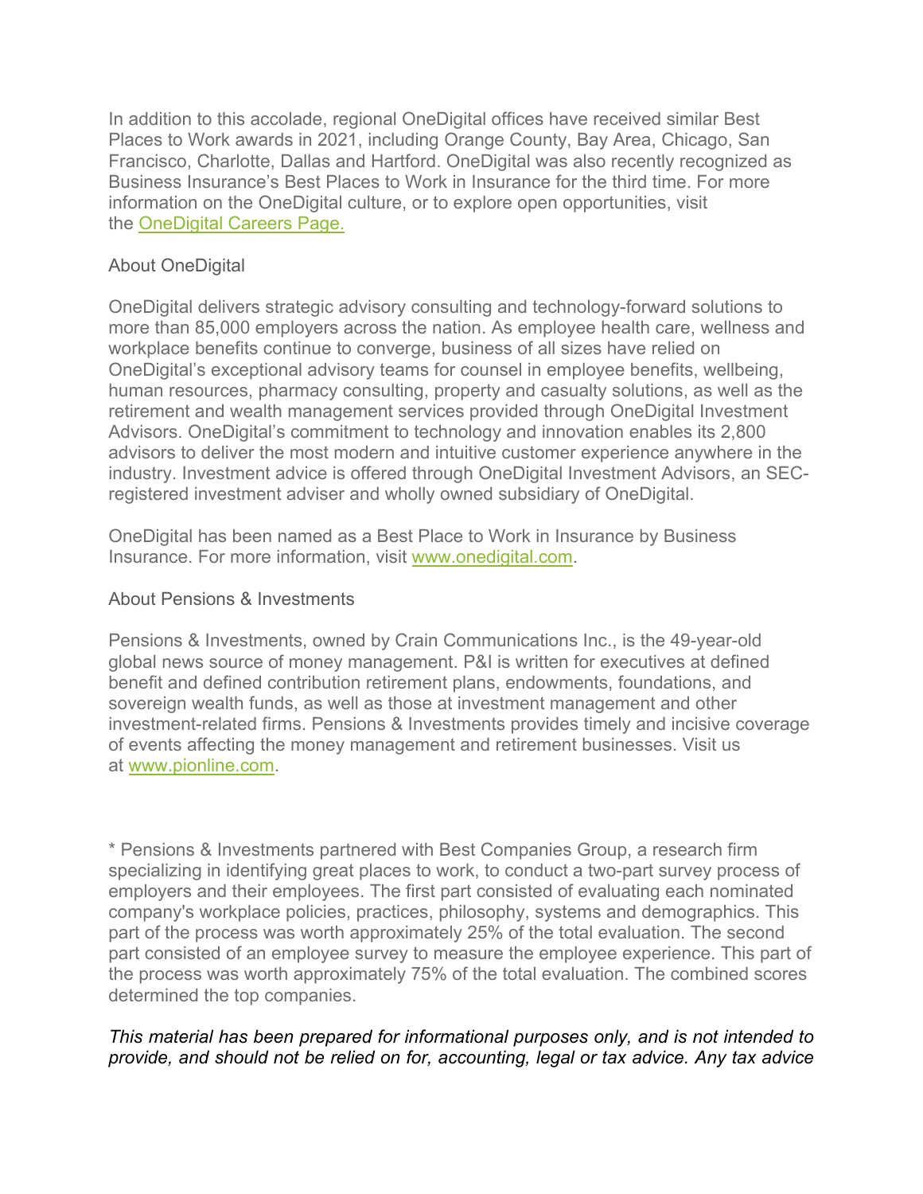In addition to this accolade, regional OneDigital offices have received similar Best Places to Work awards in 2021, including Orange County, Bay Area, Chicago, San Francisco, Charlotte, Dallas and Hartford. OneDigital was also recently recognized as Business Insurance's Best Places to Work in Insurance for the third time. For more information on the OneDigital culture, or to explore open opportunities, visit the [OneDigital Careers Page.]()

## About OneDigital

OneDigital delivers strategic advisory consulting and technology-forward solutions to more than 85,000 employers across the nation. As employee health care, wellness and workplace benefits continue to converge, business of all sizes have relied on OneDigital's exceptional advisory teams for counsel in employee benefits, wellbeing, human resources, pharmacy consulting, property and casualty solutions, as well as the retirement and wealth management services provided through OneDigital Investment Advisors. OneDigital's commitment to technology and innovation enables its 2,800 advisors to deliver the most modern and intuitive customer experience anywhere in the industry. Investment advice is offered through OneDigital Investment Advisors, an SEC-registered investment adviser and wholly owned subsidiary of OneDigital.

OneDigital has been named as a Best Place to Work in Insurance by Business Insurance. For more information, visit [www.onedigital.com](http://www.onedigital.com).

## About Pensions & Investments

Pensions & Investments, owned by Crain Communications Inc., is the 49-year-old global news source of money management. P&I is written for executives at defined benefit and defined contribution retirement plans, endowments, foundations, and sovereign wealth funds, as well as those at investment management and other investment-related firms. Pensions & Investments provides timely and incisive coverage of events affecting the money management and retirement businesses. Visit us at [www.pionline.com](http://www.pionline.com).

* Pensions & Investments partnered with Best Companies Group, a research firm specializing in identifying great places to work, to conduct a two-part survey process of employers and their employees. The first part consisted of evaluating each nominated company's workplace policies, practices, philosophy, systems and demographics. This part of the process was worth approximately 25% of the total evaluation. The second part consisted of an employee survey to measure the employee experience. This part of the process was worth approximately 75% of the total evaluation. The combined scores determined the top companies.

*This material has been prepared for informational purposes only, and is not intended to provide, and should not be relied on for, accounting, legal or tax advice. Any tax advice*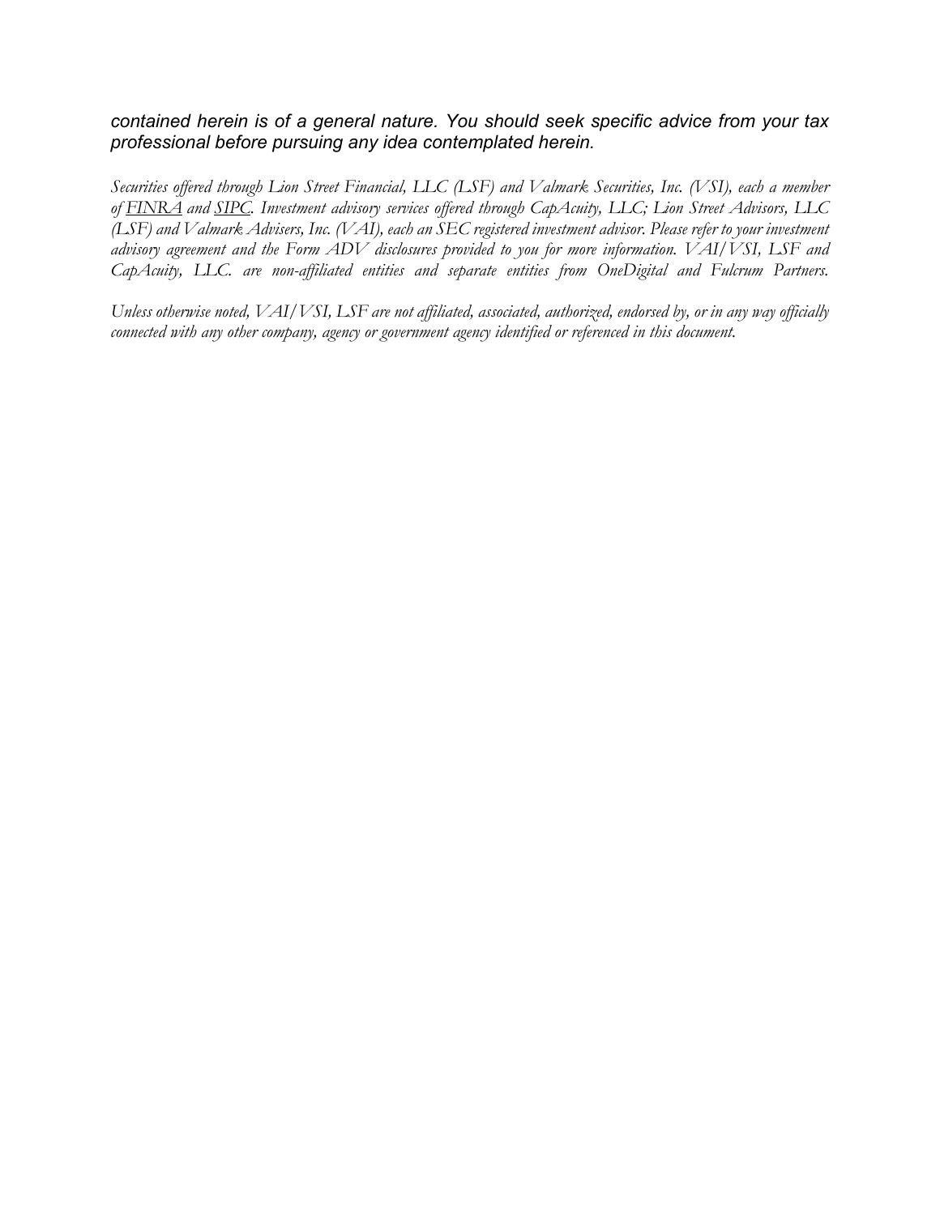*contained herein is of a general nature. You should seek specific advice from your tax professional before pursuing any idea contemplated herein.*

*Securities offered through Lion Street Financial, LLC (LSF) and Valmark Securities, Inc. (VSI), each a member of FINRA and SIPC. Investment advisory services offered through CapAcuity, LLC; Lion Street Advisors, LLC (LSF) and Valmark Advisers, Inc. (VAI), each an SEC registered investment advisor. Please refer to your investment advisory agreement and the Form ADV disclosures provided to you for more information. VAI/VSI, LSF and CapAcuity, LLC. are non-affiliated entities and separate entities from OneDigital and Fulcrum Partners.*

*Unless otherwise noted, VAI/VSI, LSF are not affiliated, associated, authorized, endorsed by, or in any way officially connected with any other company, agency or government agency identified or referenced in this document.*